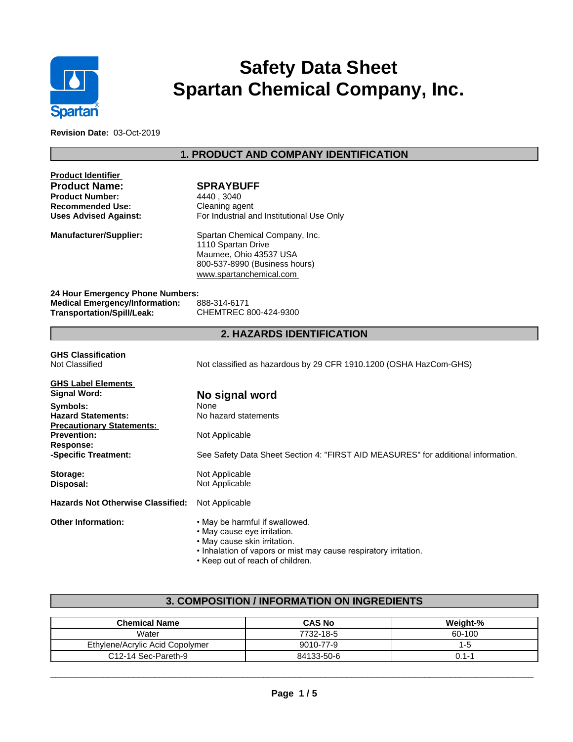# Safety Data Sheet
# Spartan Chemical Company, Inc.

**Revision Date:** 03-Oct-2019

## 1. PRODUCT AND COMPANY IDENTIFICATION

**Product Identifier**

**Product Name:** **SPRAYBUFF**
**Product Number:** 4440 , 3040
**Recommended Use:** Cleaning agent
**Uses Advised Against:** For Industrial and Institutional Use Only

**Manufacturer/Supplier:**
Spartan Chemical Company, Inc.
1110 Spartan Drive
Maumee, Ohio 43537 USA
800-537-8990 (Business hours)
www.spartanchemical.com

**24 Hour Emergency Phone Numbers:**
**Medical Emergency/Information:** 888-314-6171
**Transportation/Spill/Leak:** CHEMTREC 800-424-9300

## 2. HAZARDS IDENTIFICATION

**GHS Classification**
Not Classified — Not classified as hazardous by 29 CFR 1910.1200 (OSHA HazCom-GHS)

**GHS Label Elements**
**Signal Word:** **No signal word**
**Symbols:** None
**Hazard Statements:** No hazard statements

**Precautionary Statements:**
**Prevention:** Not Applicable
**Response:**
**-Specific Treatment:** See Safety Data Sheet Section 4: "FIRST AID MEASURES" for additional information.

**Storage:** Not Applicable
**Disposal:** Not Applicable

**Hazards Not Otherwise Classified:** Not Applicable

**Other Information:**
- May be harmful if swallowed.
- May cause eye irritation.
- May cause skin irritation.
- Inhalation of vapors or mist may cause respiratory irritation.
- Keep out of reach of children.

## 3. COMPOSITION / INFORMATION ON INGREDIENTS

| Chemical Name | CAS No | Weight-% |
|---|---|---|
| Water | 7732-18-5 | 60-100 |
| Ethylene/Acrylic Acid Copolymer | 9010-77-9 | 1-5 |
| C12-14 Sec-Pareth-9 | 84133-50-6 | 0.1-1 |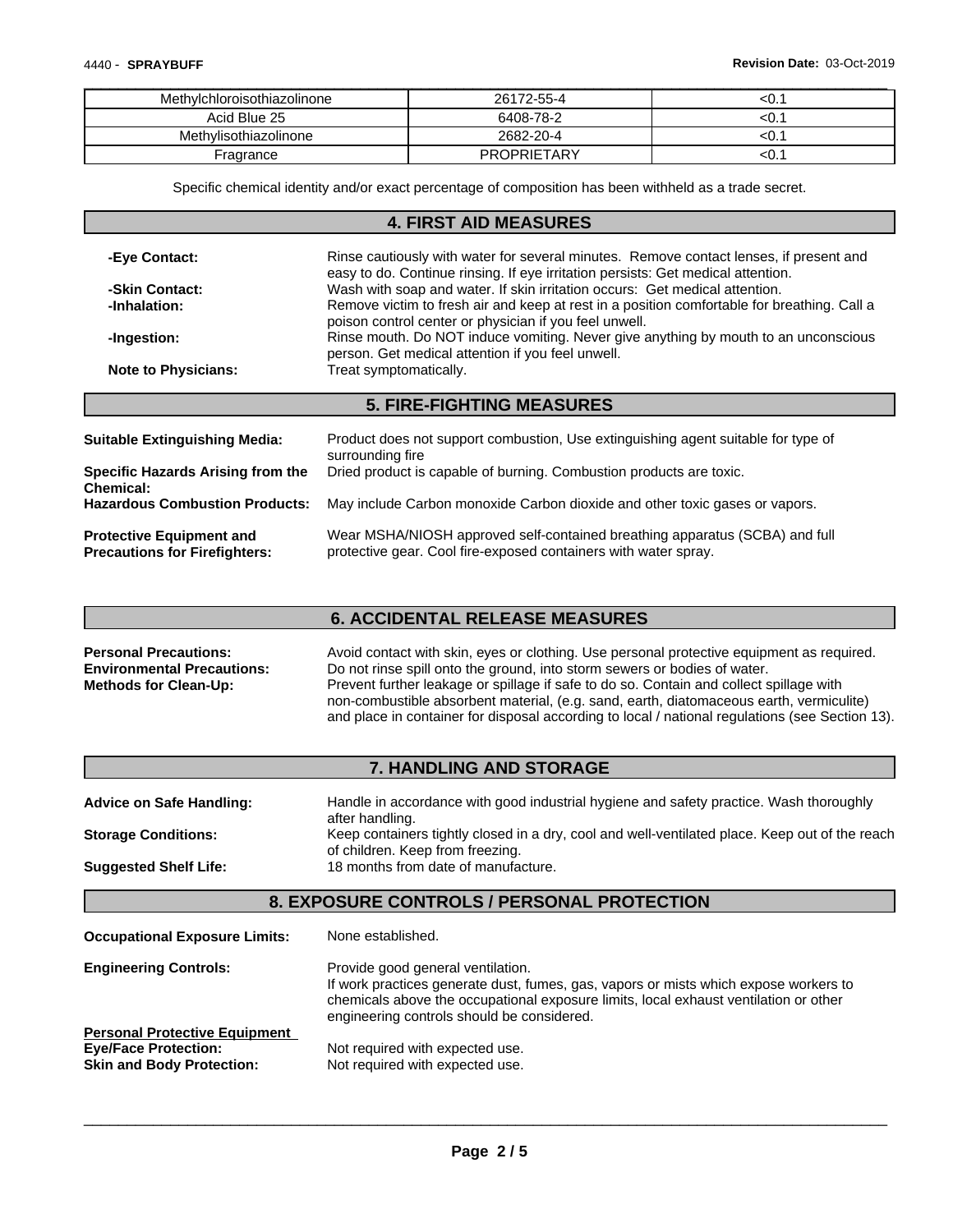| Methylchloroisothiazolinone | 26172-55-4 | <0.1 |
|---|---|---|
| Acid Blue 25 | 6408-78-2 | <0.1 |
| Methylisothiazolinone | 2682-20-4 | <0.1 |
| Fragrance | PROPRIETARY | <0.1 |

Specific chemical identity and/or exact percentage of composition has been withheld as a trade secret.

## 4. FIRST AID MEASURES

**-Eye Contact:** Rinse cautiously with water for several minutes. Remove contact lenses, if present and easy to do. Continue rinsing. If eye irritation persists: Get medical attention.

**-Skin Contact:** Wash with soap and water. If skin irritation occurs: Get medical attention.

**-Inhalation:** Remove victim to fresh air and keep at rest in a position comfortable for breathing. Call a poison control center or physician if you feel unwell.

**-Ingestion:** Rinse mouth. Do NOT induce vomiting. Never give anything by mouth to an unconscious person. Get medical attention if you feel unwell.

**Note to Physicians:** Treat symptomatically.

## 5. FIRE-FIGHTING MEASURES

**Suitable Extinguishing Media:** Product does not support combustion, Use extinguishing agent suitable for type of surrounding fire

**Specific Hazards Arising from the Chemical:** Dried product is capable of burning. Combustion products are toxic.

**Hazardous Combustion Products:** May include Carbon monoxide Carbon dioxide and other toxic gases or vapors.

**Protective Equipment and Precautions for Firefighters:** Wear MSHA/NIOSH approved self-contained breathing apparatus (SCBA) and full protective gear. Cool fire-exposed containers with water spray.

## 6. ACCIDENTAL RELEASE MEASURES

**Personal Precautions:** Avoid contact with skin, eyes or clothing. Use personal protective equipment as required.

**Environmental Precautions:** Do not rinse spill onto the ground, into storm sewers or bodies of water.

**Methods for Clean-Up:** Prevent further leakage or spillage if safe to do so. Contain and collect spillage with non-combustible absorbent material, (e.g. sand, earth, diatomaceous earth, vermiculite) and place in container for disposal according to local / national regulations (see Section 13).

## 7. HANDLING AND STORAGE

**Advice on Safe Handling:** Handle in accordance with good industrial hygiene and safety practice. Wash thoroughly after handling.

**Storage Conditions:** Keep containers tightly closed in a dry, cool and well-ventilated place. Keep out of the reach of children. Keep from freezing.

**Suggested Shelf Life:** 18 months from date of manufacture.

## 8. EXPOSURE CONTROLS / PERSONAL PROTECTION

**Occupational Exposure Limits:** None established.

**Engineering Controls:** Provide good general ventilation.
If work practices generate dust, fumes, gas, vapors or mists which expose workers to chemicals above the occupational exposure limits, local exhaust ventilation or other engineering controls should be considered.

**Personal Protective Equipment**

**Eye/Face Protection:** Not required with expected use.

**Skin and Body Protection:** Not required with expected use.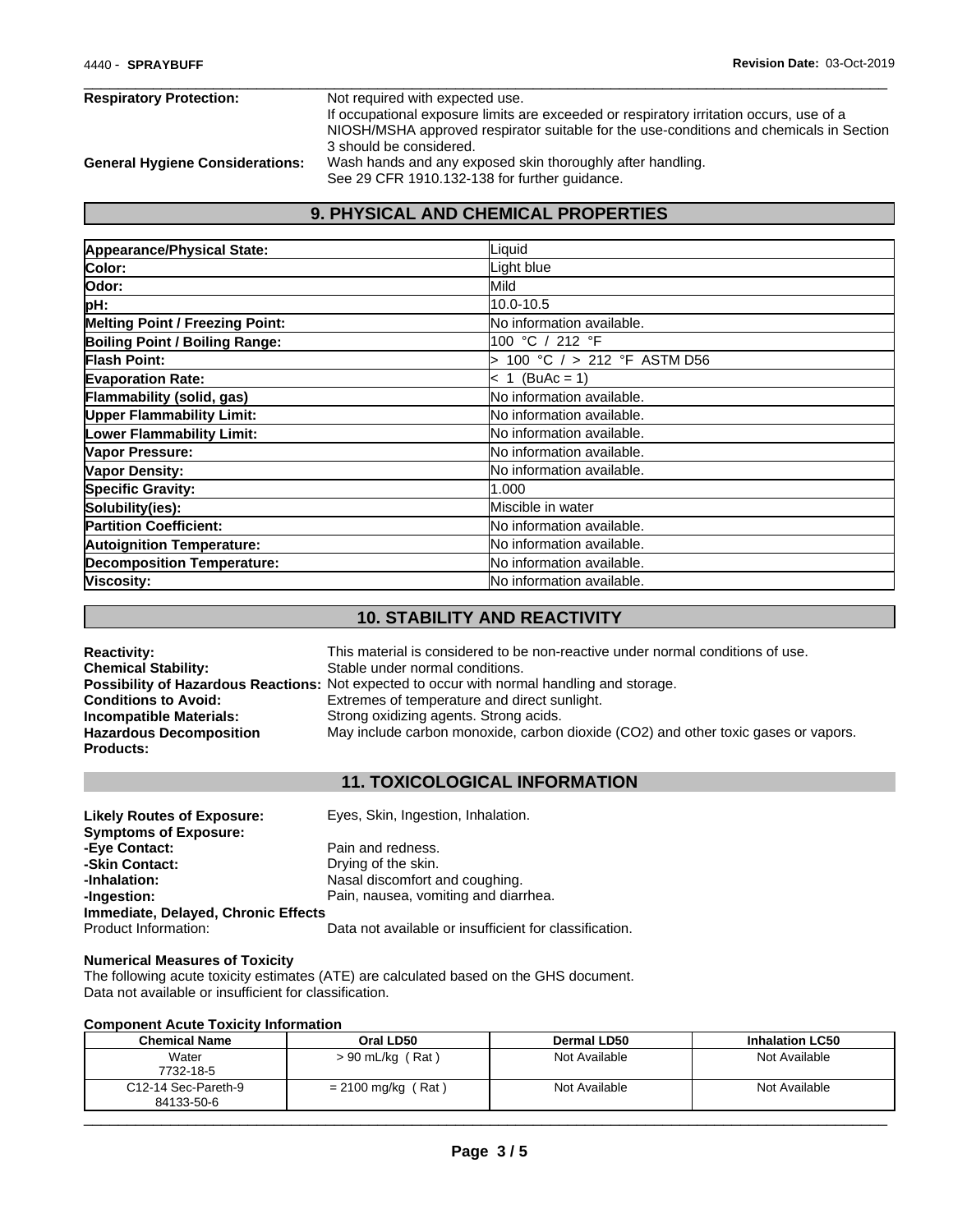**Respiratory Protection:** Not required with expected use.
If occupational exposure limits are exceeded or respiratory irritation occurs, use of a NIOSH/MSHA approved respirator suitable for the use-conditions and chemicals in Section 3 should be considered.

**General Hygiene Considerations:** Wash hands and any exposed skin thoroughly after handling.
See 29 CFR 1910.132-138 for further guidance.

## 9. PHYSICAL AND CHEMICAL PROPERTIES

| | |
|---|---|
| **Appearance/Physical State:** | Liquid |
| **Color:** | Light blue |
| **Odor:** | Mild |
| **pH:** | 10.0-10.5 |
| **Melting Point / Freezing Point:** | No information available. |
| **Boiling Point / Boiling Range:** | 100 °C / 212 °F |
| **Flash Point:** | > 100 °C / > 212 °F ASTM D56 |
| **Evaporation Rate:** | < 1 (BuAc = 1) |
| **Flammability (solid, gas)** | No information available. |
| **Upper Flammability Limit:** | No information available. |
| **Lower Flammability Limit:** | No information available. |
| **Vapor Pressure:** | No information available. |
| **Vapor Density:** | No information available. |
| **Specific Gravity:** | 1.000 |
| **Solubility(ies):** | Miscible in water |
| **Partition Coefficient:** | No information available. |
| **Autoignition Temperature:** | No information available. |
| **Decomposition Temperature:** | No information available. |
| **Viscosity:** | No information available. |

## 10. STABILITY AND REACTIVITY

**Reactivity:** This material is considered to be non-reactive under normal conditions of use.

**Chemical Stability:** Stable under normal conditions.

**Possibility of Hazardous Reactions:** Not expected to occur with normal handling and storage.

**Conditions to Avoid:** Extremes of temperature and direct sunlight.

**Incompatible Materials:** Strong oxidizing agents. Strong acids.

**Hazardous Decomposition Products:** May include carbon monoxide, carbon dioxide ($CO_2$) and other toxic gases or vapors.

## 11. TOXICOLOGICAL INFORMATION

**Likely Routes of Exposure:** Eyes, Skin, Ingestion, Inhalation.

**Symptoms of Exposure:**

**-Eye Contact:** Pain and redness.

**-Skin Contact:** Drying of the skin.

**-Inhalation:** Nasal discomfort and coughing.

**-Ingestion:** Pain, nausea, vomiting and diarrhea.

**Immediate, Delayed, Chronic Effects**

Product Information: Data not available or insufficient for classification.

**Numerical Measures of Toxicity**

The following acute toxicity estimates (ATE) are calculated based on the GHS document.
Data not available or insufficient for classification.

**Component Acute Toxicity Information**

| Chemical Name | Oral LD50 | Dermal LD50 | Inhalation LC50 |
|---|---|---|---|
| Water 7732-18-5 | > 90 mL/kg ( Rat ) | Not Available | Not Available |
| C12-14 Sec-Pareth-9 84133-50-6 | = 2100 mg/kg ( Rat ) | Not Available | Not Available |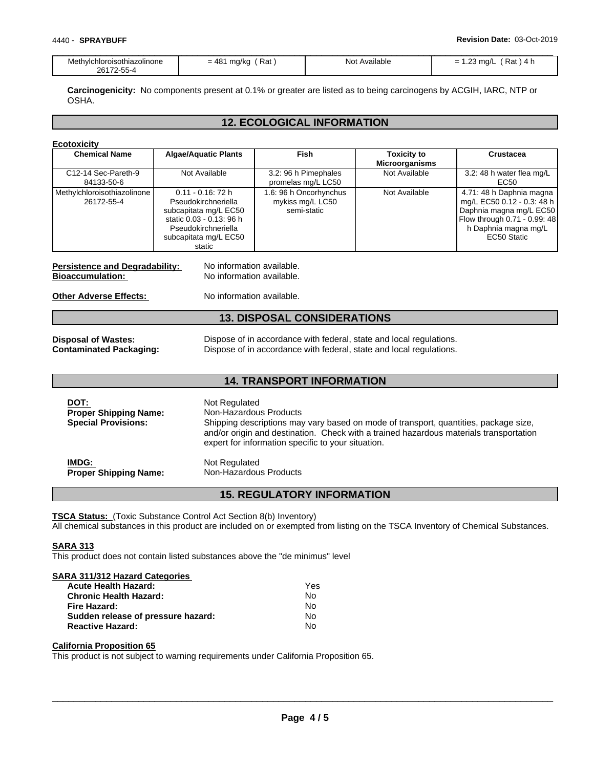| Methylchloroisothiazolinone 26172-55-4 | = 481 mg/kg ( Rat ) | Not Available | = 1.23 mg/L ( Rat ) 4 h |
|---|---|---|---|

**Carcinogenicity:** No components present at 0.1% or greater are listed as to being carcinogens by ACGIH, IARC, NTP or OSHA.

## 12. ECOLOGICAL INFORMATION

**Ecotoxicity**

| Chemical Name | Algae/Aquatic Plants | Fish | Toxicity to Microorganisms | Crustacea |
|---|---|---|---|---|
| C12-14 Sec-Pareth-9 84133-50-6 | Not Available | 3.2: 96 h Pimephales promelas mg/L LC50 | Not Available | 3.2: 48 h water flea mg/L EC50 |
| Methylchloroisothiazolinone 26172-55-4 | 0.11 - 0.16: 72 h Pseudokirchneriella subcapitata mg/L EC50 static 0.03 - 0.13: 96 h Pseudokirchneriella subcapitata mg/L EC50 static | 1.6: 96 h Oncorhynchus mykiss mg/L LC50 semi-static | Not Available | 4.71: 48 h Daphnia magna mg/L EC50 0.12 - 0.3: 48 h Daphnia magna mg/L EC50 Flow through 0.71 - 0.99: 48 h Daphnia magna mg/L EC50 Static |

**Persistence and Degradability:** No information available.
**Bioaccumulation:** No information available.

**Other Adverse Effects:** No information available.

## 13. DISPOSAL CONSIDERATIONS

**Disposal of Wastes:** Dispose of in accordance with federal, state and local regulations.
**Contaminated Packaging:** Dispose of in accordance with federal, state and local regulations.

## 14. TRANSPORT INFORMATION

**DOT:** Not Regulated
**Proper Shipping Name:** Non-Hazardous Products
**Special Provisions:** Shipping descriptions may vary based on mode of transport, quantities, package size, and/or origin and destination. Check with a trained hazardous materials transportation expert for information specific to your situation.

**IMDG:** Not Regulated
**Proper Shipping Name:** Non-Hazardous Products

## 15. REGULATORY INFORMATION

**TSCA Status:** (Toxic Substance Control Act Section 8(b) Inventory)
All chemical substances in this product are included on or exempted from listing on the TSCA Inventory of Chemical Substances.

**SARA 313**
This product does not contain listed substances above the "de minimus" level

**SARA 311/312 Hazard Categories**

| | |
|---|---|
| **Acute Health Hazard:** | Yes |
| **Chronic Health Hazard:** | No |
| **Fire Hazard:** | No |
| **Sudden release of pressure hazard:** | No |
| **Reactive Hazard:** | No |

**California Proposition 65**
This product is not subject to warning requirements under California Proposition 65.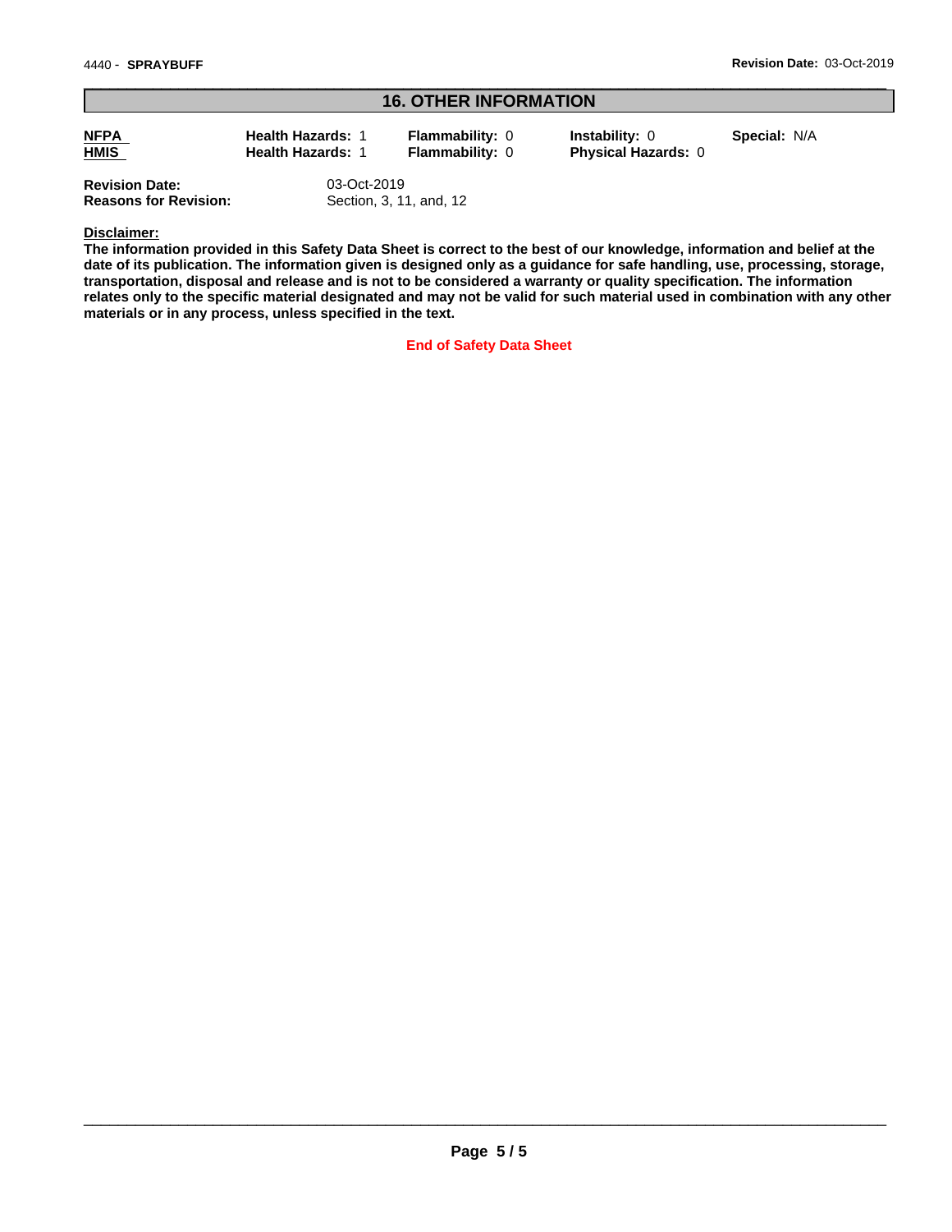## 16. OTHER INFORMATION

| | | | | |
|---|---|---|---|---|
| **NFPA** | **Health Hazards:** 1 | **Flammability:** 0 | **Instability:** 0 | **Special:** N/A |
| **HMIS** | **Health Hazards:** 1 | **Flammability:** 0 | **Physical Hazards:** 0 | |

**Revision Date:** 03-Oct-2019
**Reasons for Revision:** Section, 3, 11, and, 12

**Disclaimer:**
**The information provided in this Safety Data Sheet is correct to the best of our knowledge, information and belief at the date of its publication. The information given is designed only as a guidance for safe handling, use, processing, storage, transportation, disposal and release and is not to be considered a warranty or quality specification. The information relates only to the specific material designated and may not be valid for such material used in combination with any other materials or in any process, unless specified in the text.**

**End of Safety Data Sheet**